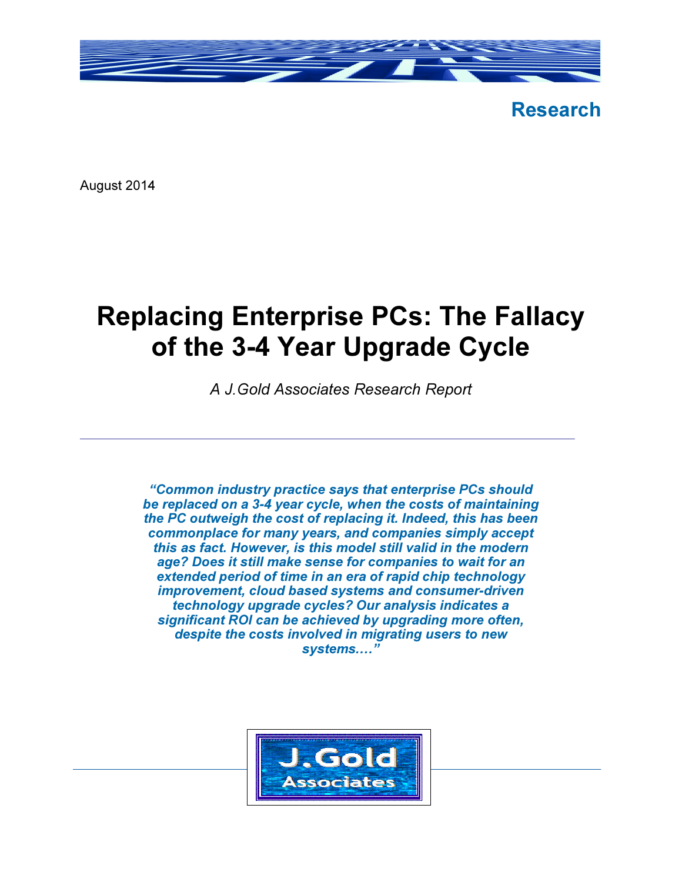Research

August 2014

# Replacing Enterprise PCs: The Fallacy of the 3-4 Year Upgrade Cycle

*A J.Gold Associates Research Report*

---

***"Common industry practice says that enterprise PCs should be replaced on a 3-4 year cycle, when the costs of maintaining the PC outweigh the cost of replacing it. Indeed, this has been commonplace for many years, and companies simply accept this as fact. However, is this model still valid in the modern age? Does it still make sense for companies to wait for an extended period of time in an era of rapid chip technology improvement, cloud based systems and consumer-driven technology upgrade cycles? Our analysis indicates a significant ROI can be achieved by upgrading more often, despite the costs involved in migrating users to new systems.…"***

J.Gold Associates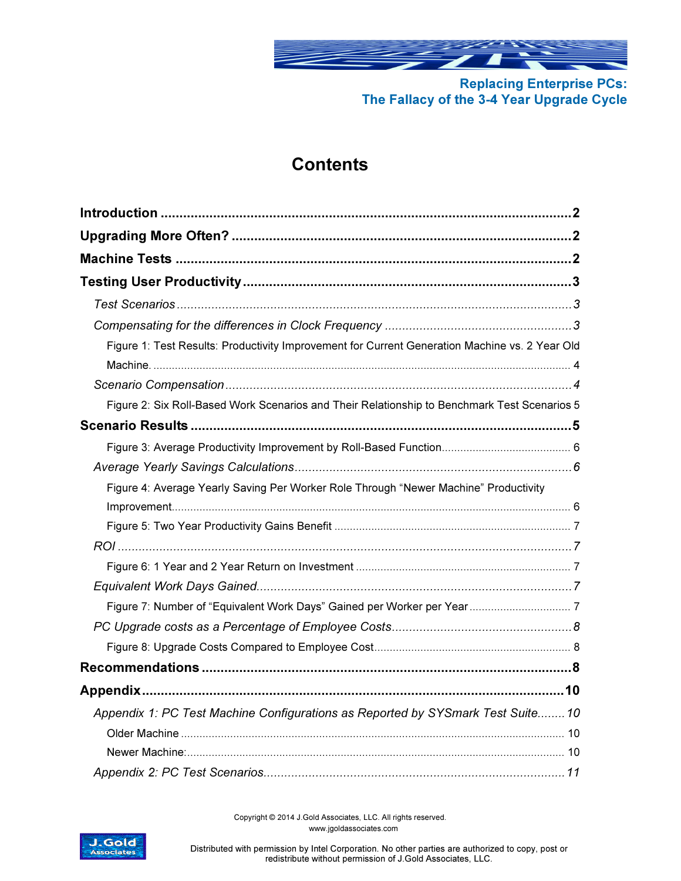# Contents

**Introduction** ........................................ 2

**Upgrading More Often?** ........................................ 2

**Machine Tests** ........................................ 2

**Testing User Productivity** ........................................ 3

*Test Scenarios* ........................................ 3

*Compensating for the differences in Clock Frequency* ........................................ 3

Figure 1: Test Results: Productivity Improvement for Current Generation Machine vs. 2 Year Old Machine. ........................................ 4

*Scenario Compensation* ........................................ 4

Figure 2: Six Roll-Based Work Scenarios and Their Relationship to Benchmark Test Scenarios 5

**Scenario Results** ........................................ 5

Figure 3: Average Productivity Improvement by Roll-Based Function........................................ 6

*Average Yearly Savings Calculations* ........................................ 6

Figure 4: Average Yearly Saving Per Worker Role Through "Newer Machine" Productivity Improvement........................................ 6

Figure 5: Two Year Productivity Gains Benefit ........................................ 7

*ROI* ........................................ 7

Figure 6: 1 Year and 2 Year Return on Investment ........................................ 7

*Equivalent Work Days Gained* ........................................ 7

Figure 7: Number of "Equivalent Work Days" Gained per Worker per Year ........................................ 7

*PC Upgrade costs as a Percentage of Employee Costs* ........................................ 8

Figure 8: Upgrade Costs Compared to Employee Cost........................................ 8

**Recommendations** ........................................ 8

**Appendix** ........................................ 10

*Appendix 1: PC Test Machine Configurations as Reported by SYSmark Test Suite* ........ 10

Older Machine ........................................ 10

Newer Machine: ........................................ 10

*Appendix 2: PC Test Scenarios* ........................................ 11

Copyright © 2014 J.Gold Associates, LLC. All rights reserved.
www.jgoldassociates.com

Distributed with permission by Intel Corporation. No other parties are authorized to copy, post or redistribute without permission of J.Gold Associates, LLC.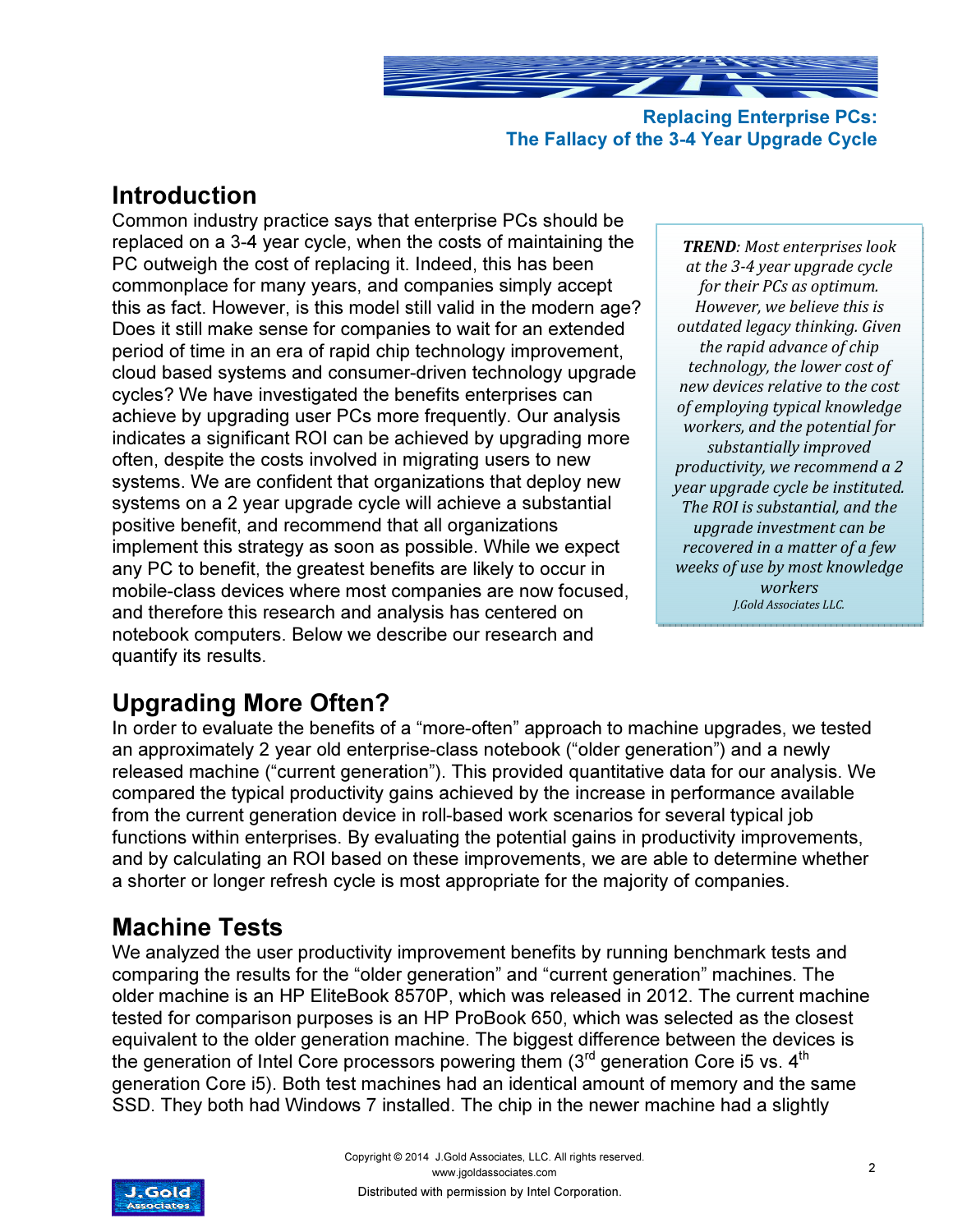## Introduction

Common industry practice says that enterprise PCs should be replaced on a 3-4 year cycle, when the costs of maintaining the PC outweigh the cost of replacing it. Indeed, this has been commonplace for many years, and companies simply accept this as fact. However, is this model still valid in the modern age? Does it still make sense for companies to wait for an extended period of time in an era of rapid chip technology improvement, cloud based systems and consumer-driven technology upgrade cycles? We have investigated the benefits enterprises can achieve by upgrading user PCs more frequently. Our analysis indicates a significant ROI can be achieved by upgrading more often, despite the costs involved in migrating users to new systems. We are confident that organizations that deploy new systems on a 2 year upgrade cycle will achieve a substantial positive benefit, and recommend that all organizations implement this strategy as soon as possible. While we expect any PC to benefit, the greatest benefits are likely to occur in mobile-class devices where most companies are now focused, and therefore this research and analysis has centered on notebook computers. Below we describe our research and quantify its results.

> ***TREND**: Most enterprises look at the 3-4 year upgrade cycle for their PCs as optimum. However, we believe this is outdated legacy thinking. Given the rapid advance of chip technology, the lower cost of new devices relative to the cost of employing typical knowledge workers, and the potential for substantially improved productivity, we recommend a 2 year upgrade cycle be instituted. The ROI is substantial, and the upgrade investment can be recovered in a matter of a few weeks of use by most knowledge workers*
>
> *J.Gold Associates LLC.*

## Upgrading More Often?

In order to evaluate the benefits of a "more-often" approach to machine upgrades, we tested an approximately 2 year old enterprise-class notebook ("older generation") and a newly released machine ("current generation"). This provided quantitative data for our analysis. We compared the typical productivity gains achieved by the increase in performance available from the current generation device in roll-based work scenarios for several typical job functions within enterprises. By evaluating the potential gains in productivity improvements, and by calculating an ROI based on these improvements, we are able to determine whether a shorter or longer refresh cycle is most appropriate for the majority of companies.

## Machine Tests

We analyzed the user productivity improvement benefits by running benchmark tests and comparing the results for the "older generation" and "current generation" machines. The older machine is an HP EliteBook 8570P, which was released in 2012. The current machine tested for comparison purposes is an HP ProBook 650, which was selected as the closest equivalent to the older generation machine. The biggest difference between the devices is the generation of Intel Core processors powering them (3rd generation Core i5 vs. 4th generation Core i5). Both test machines had an identical amount of memory and the same SSD. They both had Windows 7 installed. The chip in the newer machine had a slightly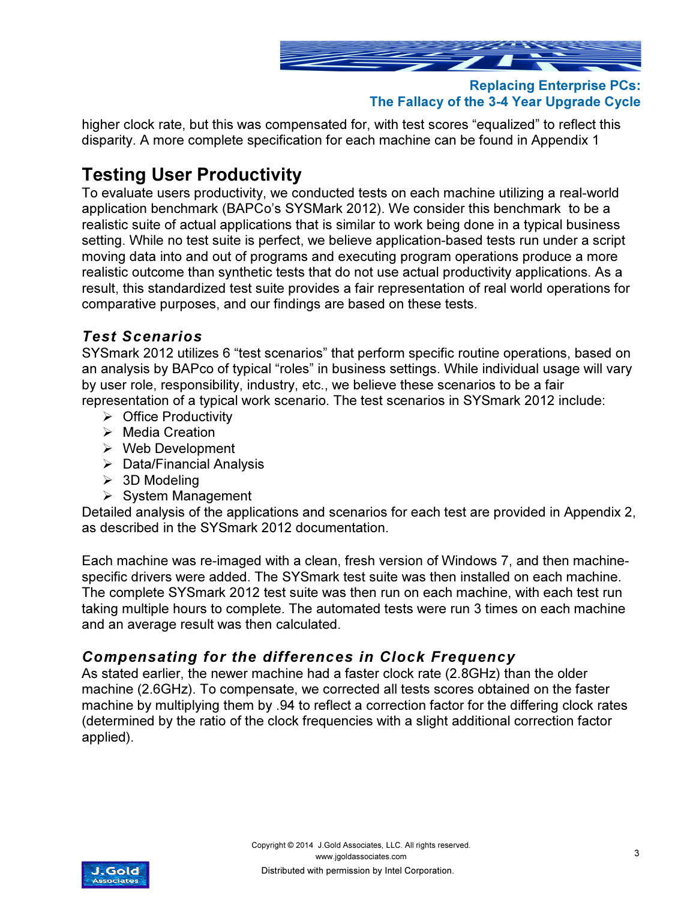higher clock rate, but this was compensated for, with test scores “equalized” to reflect this disparity. A more complete specification for each machine can be found in Appendix 1

## Testing User Productivity

To evaluate users productivity, we conducted tests on each machine utilizing a real-world application benchmark (BAPCo’s SYSMark 2012). We consider this benchmark to be a realistic suite of actual applications that is similar to work being done in a typical business setting. While no test suite is perfect, we believe application-based tests run under a script moving data into and out of programs and executing program operations produce a more realistic outcome than synthetic tests that do not use actual productivity applications. As a result, this standardized test suite provides a fair representation of real world operations for comparative purposes, and our findings are based on these tests.

### *Test Scenarios*

SYSmark 2012 utilizes 6 “test scenarios” that perform specific routine operations, based on an analysis by BAPco of typical “roles” in business settings. While individual usage will vary by user role, responsibility, industry, etc., we believe these scenarios to be a fair representation of a typical work scenario. The test scenarios in SYSmark 2012 include:

- Office Productivity
- Media Creation
- Web Development
- Data/Financial Analysis
- 3D Modeling
- System Management

Detailed analysis of the applications and scenarios for each test are provided in Appendix 2, as described in the SYSmark 2012 documentation.

Each machine was re-imaged with a clean, fresh version of Windows 7, and then machine-specific drivers were added. The SYSmark test suite was then installed on each machine. The complete SYSmark 2012 test suite was then run on each machine, with each test run taking multiple hours to complete. The automated tests were run 3 times on each machine and an average result was then calculated.

### *Compensating for the differences in Clock Frequency*

As stated earlier, the newer machine had a faster clock rate (2.8GHz) than the older machine (2.6GHz). To compensate, we corrected all tests scores obtained on the faster machine by multiplying them by .94 to reflect a correction factor for the differing clock rates (determined by the ratio of the clock frequencies with a slight additional correction factor applied).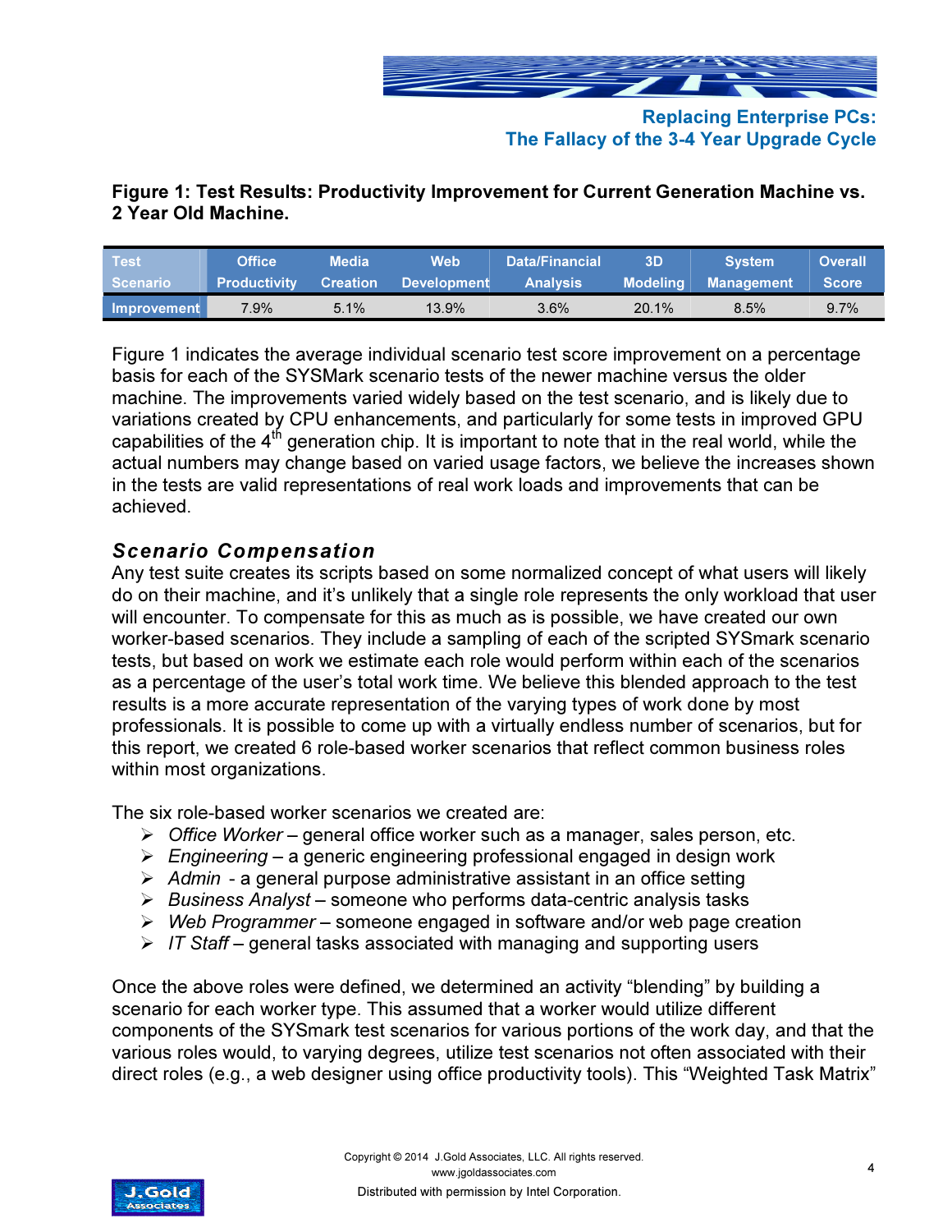**Figure 1: Test Results: Productivity Improvement for Current Generation Machine vs. 2 Year Old Machine.**

| Test Scenario | Office Productivity | Media Creation | Web Development | Data/Financial Analysis | 3D Modeling | System Management | Overall Score |
|---|---|---|---|---|---|---|---|
| Improvement | 7.9% | 5.1% | 13.9% | 3.6% | 20.1% | 8.5% | 9.7% |

Figure 1 indicates the average individual scenario test score improvement on a percentage basis for each of the SYSMark scenario tests of the newer machine versus the older machine. The improvements varied widely based on the test scenario, and is likely due to variations created by CPU enhancements, and particularly for some tests in improved GPU capabilities of the 4th generation chip. It is important to note that in the real world, while the actual numbers may change based on varied usage factors, we believe the increases shown in the tests are valid representations of real work loads and improvements that can be achieved.

### *Scenario Compensation*

Any test suite creates its scripts based on some normalized concept of what users will likely do on their machine, and it's unlikely that a single role represents the only workload that user will encounter. To compensate for this as much as is possible, we have created our own worker-based scenarios. They include a sampling of each of the scripted SYSmark scenario tests, but based on work we estimate each role would perform within each of the scenarios as a percentage of the user's total work time. We believe this blended approach to the test results is a more accurate representation of the varying types of work done by most professionals. It is possible to come up with a virtually endless number of scenarios, but for this report, we created 6 role-based worker scenarios that reflect common business roles within most organizations.

The six role-based worker scenarios we created are:

- *Office Worker* – general office worker such as a manager, sales person, etc.
- *Engineering* – a generic engineering professional engaged in design work
- *Admin* - a general purpose administrative assistant in an office setting
- *Business Analyst* – someone who performs data-centric analysis tasks
- *Web Programmer* – someone engaged in software and/or web page creation
- *IT Staff* – general tasks associated with managing and supporting users

Once the above roles were defined, we determined an activity "blending" by building a scenario for each worker type. This assumed that a worker would utilize different components of the SYSmark test scenarios for various portions of the work day, and that the various roles would, to varying degrees, utilize test scenarios not often associated with their direct roles (e.g., a web designer using office productivity tools). This "Weighted Task Matrix"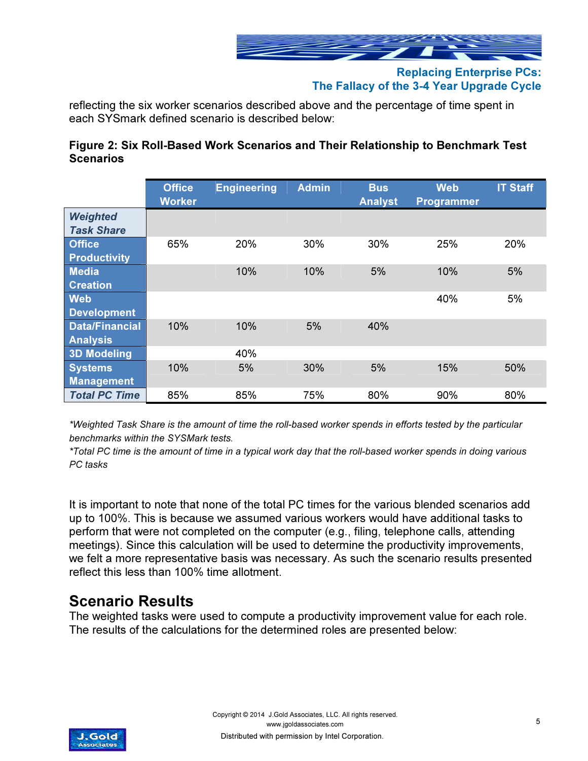reflecting the six worker scenarios described above and the percentage of time spent in each SYSmark defined scenario is described below:

**Figure 2: Six Roll-Based Work Scenarios and Their Relationship to Benchmark Test Scenarios**

| | Office Worker | Engineering | Admin | Bus Analyst | Web Programmer | IT Staff |
|---|---|---|---|---|---|---|
| *Weighted Task Share* | | | | | | |
| Office Productivity | 65% | 20% | 30% | 30% | 25% | 20% |
| Media Creation | | 10% | 10% | 5% | 10% | 5% |
| Web Development | | | | | 40% | 5% |
| Data/Financial Analysis | 10% | 10% | 5% | 40% | | |
| 3D Modeling | | 40% | | | | |
| Systems Management | 10% | 5% | 30% | 5% | 15% | 50% |
| *Total PC Time* | 85% | 85% | 75% | 80% | 90% | 80% |

*\*Weighted Task Share is the amount of time the roll-based worker spends in efforts tested by the particular benchmarks within the SYSMark tests.*
*\*Total PC time is the amount of time in a typical work day that the roll-based worker spends in doing various PC tasks*

It is important to note that none of the total PC times for the various blended scenarios add up to 100%. This is because we assumed various workers would have additional tasks to perform that were not completed on the computer (e.g., filing, telephone calls, attending meetings). Since this calculation will be used to determine the productivity improvements, we felt a more representative basis was necessary. As such the scenario results presented reflect this less than 100% time allotment.

## Scenario Results

The weighted tasks were used to compute a productivity improvement value for each role. The results of the calculations for the determined roles are presented below: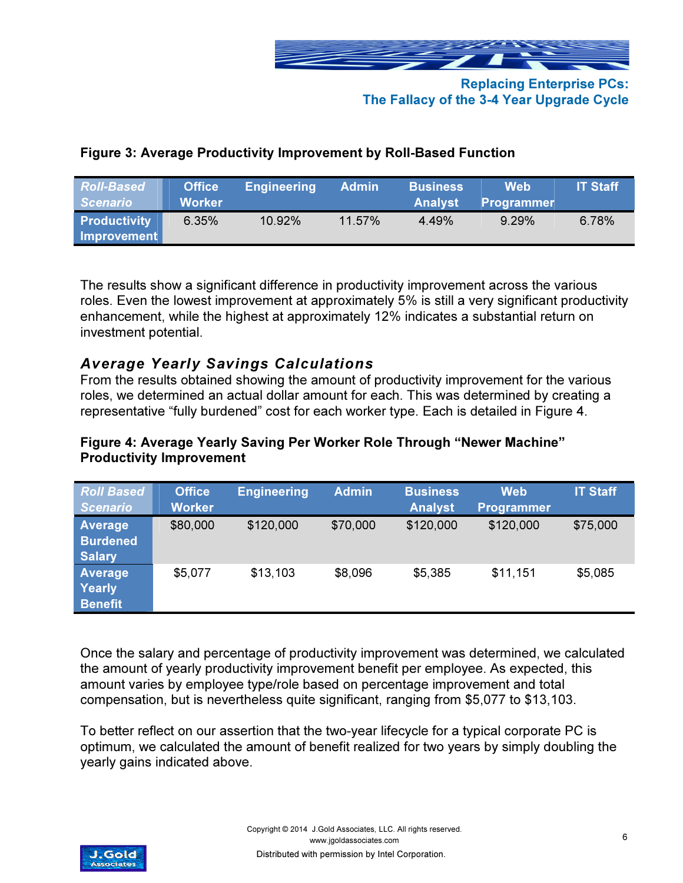**Figure 3: Average Productivity Improvement by Roll-Based Function**

| *Roll-Based Scenario* | Office Worker | Engineering | Admin | Business Analyst | Web Programmer | IT Staff |
|---|---|---|---|---|---|---|
| **Productivity Improvement** | 6.35% | 10.92% | 11.57% | 4.49% | 9.29% | 6.78% |

The results show a significant difference in productivity improvement across the various roles. Even the lowest improvement at approximately 5% is still a very significant productivity enhancement, while the highest at approximately 12% indicates a substantial return on investment potential.

### *Average Yearly Savings Calculations*

From the results obtained showing the amount of productivity improvement for the various roles, we determined an actual dollar amount for each. This was determined by creating a representative "fully burdened" cost for each worker type. Each is detailed in Figure 4.

**Figure 4: Average Yearly Saving Per Worker Role Through "Newer Machine" Productivity Improvement**

| *Roll Based Scenario* | Office Worker | Engineering | Admin | Business Analyst | Web Programmer | IT Staff |
|---|---|---|---|---|---|---|
| **Average Burdened Salary** | $80,000 | $120,000 | $70,000 | $120,000 | $120,000 | $75,000 |
| **Average Yearly Benefit** | $5,077 | $13,103 | $8,096 | $5,385 | $11,151 | $5,085 |

Once the salary and percentage of productivity improvement was determined, we calculated the amount of yearly productivity improvement benefit per employee. As expected, this amount varies by employee type/role based on percentage improvement and total compensation, but is nevertheless quite significant, ranging from $5,077 to $13,103.

To better reflect on our assertion that the two-year lifecycle for a typical corporate PC is optimum, we calculated the amount of benefit realized for two years by simply doubling the yearly gains indicated above.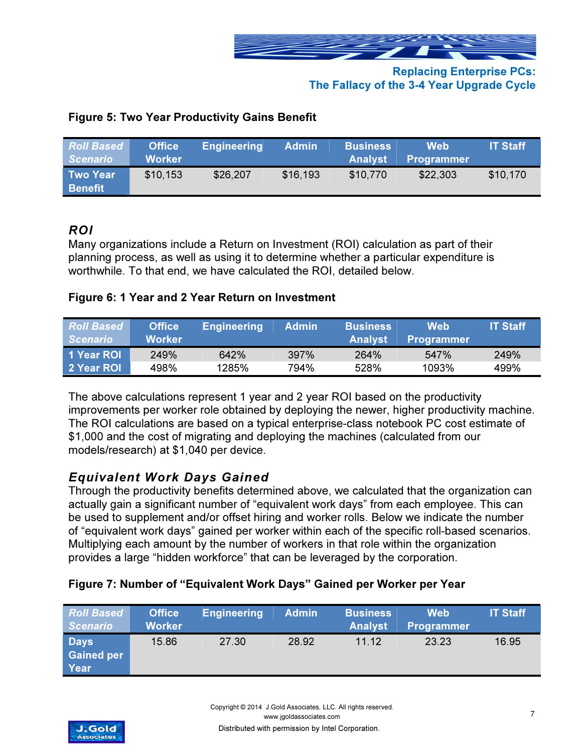**Figure 5: Two Year Productivity Gains Benefit**

| *Roll Based Scenario* | Office Worker | Engineering | Admin | Business Analyst | Web Programmer | IT Staff |
|---|---|---|---|---|---|---|
| Two Year Benefit | $10,153 | $26,207 | $16,193 | $10,770 | $22,303 | $10,170 |

## *ROI*

Many organizations include a Return on Investment (ROI) calculation as part of their planning process, as well as using it to determine whether a particular expenditure is worthwhile. To that end, we have calculated the ROI, detailed below.

**Figure 6: 1 Year and 2 Year Return on Investment**

| *Roll Based Scenario* | Office Worker | Engineering | Admin | Business Analyst | Web Programmer | IT Staff |
|---|---|---|---|---|---|---|
| 1 Year ROI | 249% | 642% | 397% | 264% | 547% | 249% |
| 2 Year ROI | 498% | 1285% | 794% | 528% | 1093% | 499% |

The above calculations represent 1 year and 2 year ROI based on the productivity improvements per worker role obtained by deploying the newer, higher productivity machine. The ROI calculations are based on a typical enterprise-class notebook PC cost estimate of $1,000 and the cost of migrating and deploying the machines (calculated from our models/research) at $1,040 per device.

## *Equivalent Work Days Gained*

Through the productivity benefits determined above, we calculated that the organization can actually gain a significant number of "equivalent work days" from each employee. This can be used to supplement and/or offset hiring and worker rolls. Below we indicate the number of "equivalent work days" gained per worker within each of the specific roll-based scenarios. Multiplying each amount by the number of workers in that role within the organization provides a large "hidden workforce" that can be leveraged by the corporation.

**Figure 7: Number of "Equivalent Work Days" Gained per Worker per Year**

| *Roll Based Scenario* | Office Worker | Engineering | Admin | Business Analyst | Web Programmer | IT Staff |
|---|---|---|---|---|---|---|
| Days Gained per Year | 15.86 | 27.30 | 28.92 | 11.12 | 23.23 | 16.95 |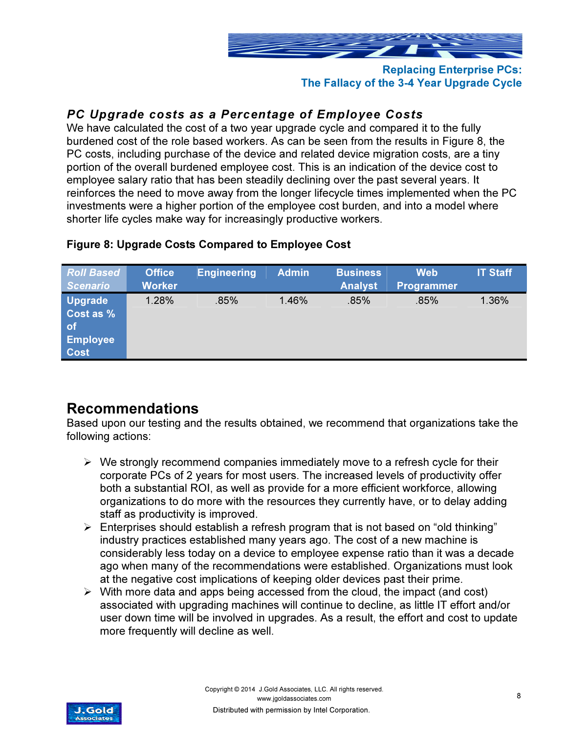## *PC Upgrade costs as a Percentage of Employee Costs*

We have calculated the cost of a two year upgrade cycle and compared it to the fully burdened cost of the role based workers. As can be seen from the results in Figure 8, the PC costs, including purchase of the device and related device migration costs, are a tiny portion of the overall burdened employee cost. This is an indication of the device cost to employee salary ratio that has been steadily declining over the past several years. It reinforces the need to move away from the longer lifecycle times implemented when the PC investments were a higher portion of the employee cost burden, and into a model where shorter life cycles make way for increasingly productive workers.

**Figure 8: Upgrade Costs Compared to Employee Cost**

| *Roll Based Scenario* | Office Worker | Engineering | Admin | Business Analyst | Web Programmer | IT Staff |
|---|---|---|---|---|---|---|
| **Upgrade Cost as % of Employee Cost** | 1.28% | .85% | 1.46% | .85% | .85% | 1.36% |

## Recommendations

Based upon our testing and the results obtained, we recommend that organizations take the following actions:

- We strongly recommend companies immediately move to a refresh cycle for their corporate PCs of 2 years for most users. The increased levels of productivity offer both a substantial ROI, as well as provide for a more efficient workforce, allowing organizations to do more with the resources they currently have, or to delay adding staff as productivity is improved.
- Enterprises should establish a refresh program that is not based on "old thinking" industry practices established many years ago. The cost of a new machine is considerably less today on a device to employee expense ratio than it was a decade ago when many of the recommendations were established. Organizations must look at the negative cost implications of keeping older devices past their prime.
- With more data and apps being accessed from the cloud, the impact (and cost) associated with upgrading machines will continue to decline, as little IT effort and/or user down time will be involved in upgrades. As a result, the effort and cost to update more frequently will decline as well.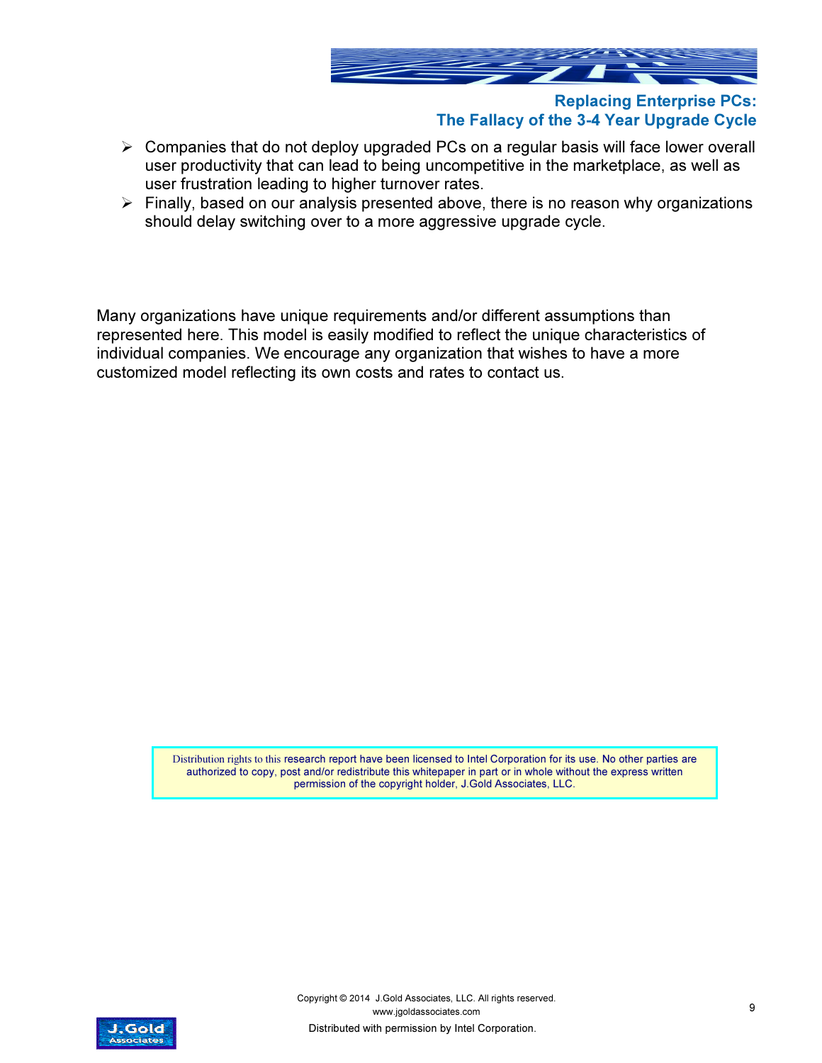- Companies that do not deploy upgraded PCs on a regular basis will face lower overall user productivity that can lead to being uncompetitive in the marketplace, as well as user frustration leading to higher turnover rates.
- Finally, based on our analysis presented above, there is no reason why organizations should delay switching over to a more aggressive upgrade cycle.

Many organizations have unique requirements and/or different assumptions than represented here. This model is easily modified to reflect the unique characteristics of individual companies. We encourage any organization that wishes to have a more customized model reflecting its own costs and rates to contact us.

Distribution rights to this research report have been licensed to Intel Corporation for its use. No other parties are authorized to copy, post and/or redistribute this whitepaper in part or in whole without the express written permission of the copyright holder, J.Gold Associates, LLC.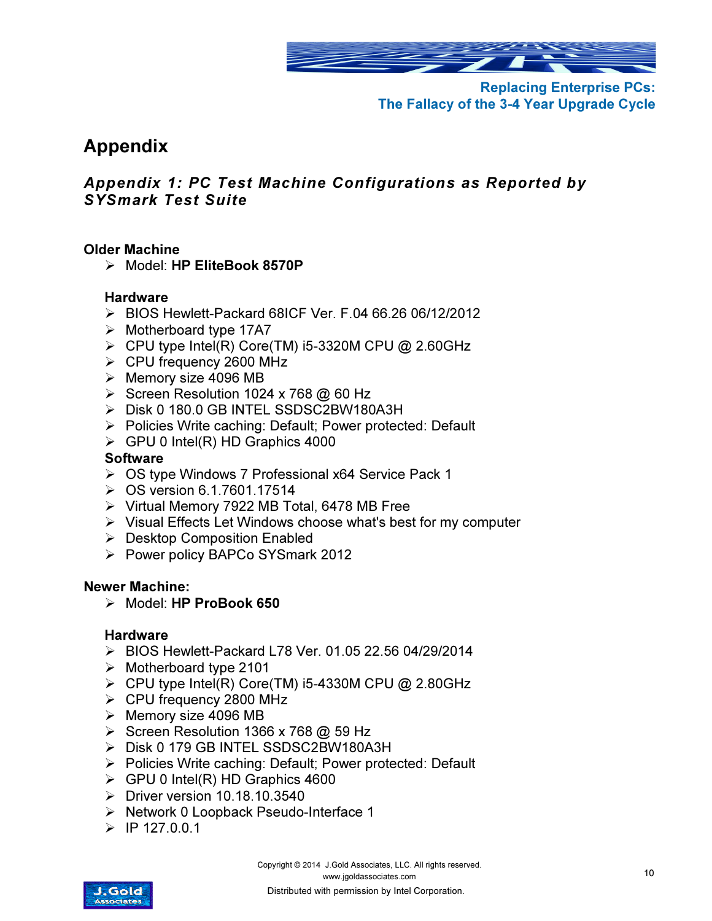# Appendix

## *Appendix 1: PC Test Machine Configurations as Reported by SYSmark Test Suite*

**Older Machine**

- Model: **HP EliteBook 8570P**

**Hardware**

- BIOS Hewlett-Packard 68ICF Ver. F.04 66.26 06/12/2012
- Motherboard type 17A7
- CPU type Intel(R) Core(TM) i5-3320M CPU @ 2.60GHz
- CPU frequency 2600 MHz
- Memory size 4096 MB
- Screen Resolution 1024 x 768 @ 60 Hz
- Disk 0 180.0 GB INTEL SSDSC2BW180A3H
- Policies Write caching: Default; Power protected: Default
- GPU 0 Intel(R) HD Graphics 4000

**Software**

- OS type Windows 7 Professional x64 Service Pack 1
- OS version 6.1.7601.17514
- Virtual Memory 7922 MB Total, 6478 MB Free
- Visual Effects Let Windows choose what's best for my computer
- Desktop Composition Enabled
- Power policy BAPCo SYSmark 2012

**Newer Machine:**

- Model: **HP ProBook 650**

**Hardware**

- BIOS Hewlett-Packard L78 Ver. 01.05 22.56 04/29/2014
- Motherboard type 2101
- CPU type Intel(R) Core(TM) i5-4330M CPU @ 2.80GHz
- CPU frequency 2800 MHz
- Memory size 4096 MB
- Screen Resolution 1366 x 768 @ 59 Hz
- Disk 0 179 GB INTEL SSDSC2BW180A3H
- Policies Write caching: Default; Power protected: Default
- GPU 0 Intel(R) HD Graphics 4600
- Driver version 10.18.10.3540
- Network 0 Loopback Pseudo-Interface 1
- IP 127.0.0.1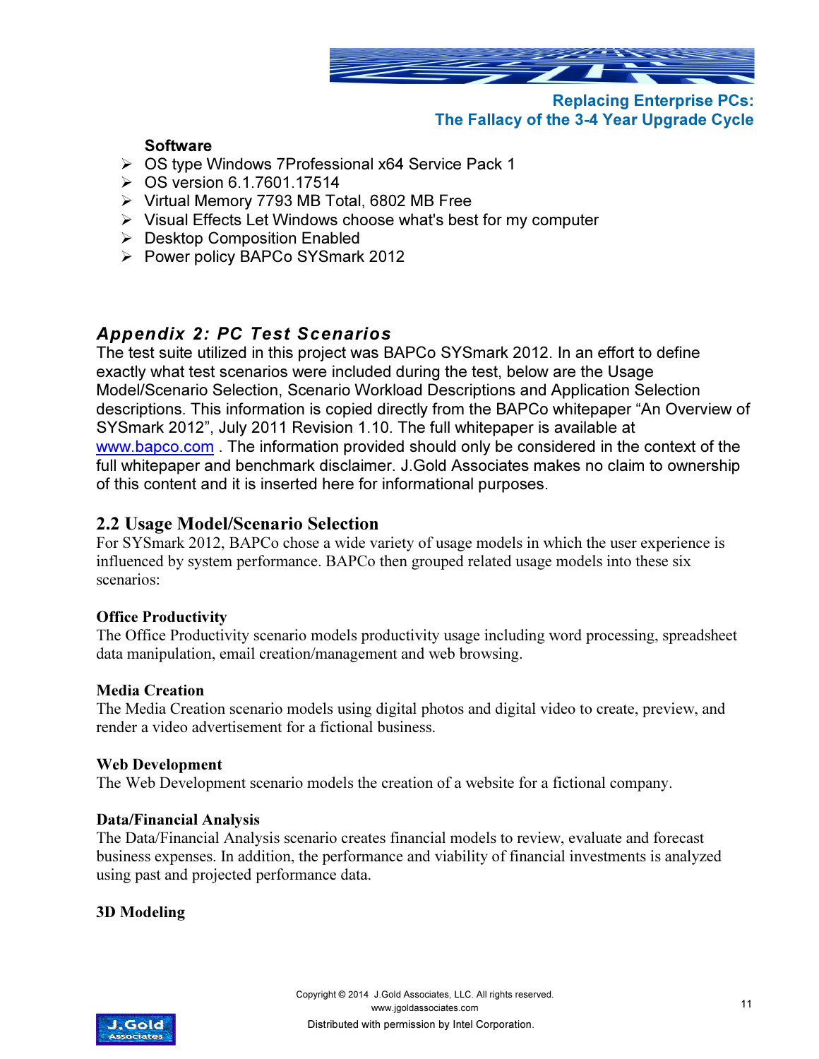**Software**

- OS type Windows 7Professional x64 Service Pack 1
- OS version 6.1.7601.17514
- Virtual Memory 7793 MB Total, 6802 MB Free
- Visual Effects Let Windows choose what's best for my computer
- Desktop Composition Enabled
- Power policy BAPCo SYSmark 2012

## *Appendix 2: PC Test Scenarios*

The test suite utilized in this project was BAPCo SYSmark 2012. In an effort to define exactly what test scenarios were included during the test, below are the Usage Model/Scenario Selection, Scenario Workload Descriptions and Application Selection descriptions. This information is copied directly from the BAPCo whitepaper "An Overview of SYSmark 2012", July 2011 Revision 1.10. The full whitepaper is available at www.bapco.com . The information provided should only be considered in the context of the full whitepaper and benchmark disclaimer. J.Gold Associates makes no claim to ownership of this content and it is inserted here for informational purposes.

### 2.2 Usage Model/Scenario Selection

For SYSmark 2012, BAPCo chose a wide variety of usage models in which the user experience is influenced by system performance. BAPCo then grouped related usage models into these six scenarios:

**Office Productivity**

The Office Productivity scenario models productivity usage including word processing, spreadsheet data manipulation, email creation/management and web browsing.

**Media Creation**

The Media Creation scenario models using digital photos and digital video to create, preview, and render a video advertisement for a fictional business.

**Web Development**

The Web Development scenario models the creation of a website for a fictional company.

**Data/Financial Analysis**

The Data/Financial Analysis scenario creates financial models to review, evaluate and forecast business expenses. In addition, the performance and viability of financial investments is analyzed using past and projected performance data.

**3D Modeling**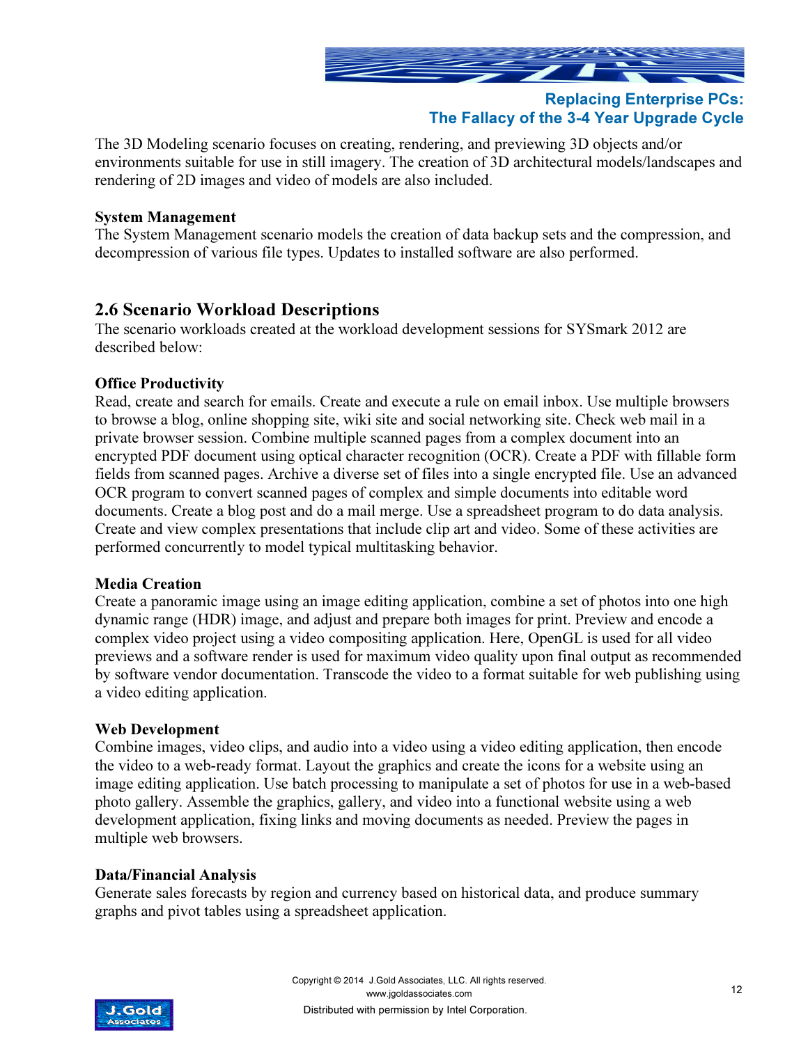The 3D Modeling scenario focuses on creating, rendering, and previewing 3D objects and/or environments suitable for use in still imagery. The creation of 3D architectural models/landscapes and rendering of 2D images and video of models are also included.

**System Management**
The System Management scenario models the creation of data backup sets and the compression, and decompression of various file types. Updates to installed software are also performed.

## 2.6 Scenario Workload Descriptions

The scenario workloads created at the workload development sessions for SYSmark 2012 are described below:

**Office Productivity**
Read, create and search for emails. Create and execute a rule on email inbox. Use multiple browsers to browse a blog, online shopping site, wiki site and social networking site. Check web mail in a private browser session. Combine multiple scanned pages from a complex document into an encrypted PDF document using optical character recognition (OCR). Create a PDF with fillable form fields from scanned pages. Archive a diverse set of files into a single encrypted file. Use an advanced OCR program to convert scanned pages of complex and simple documents into editable word documents. Create a blog post and do a mail merge. Use a spreadsheet program to do data analysis. Create and view complex presentations that include clip art and video. Some of these activities are performed concurrently to model typical multitasking behavior.

**Media Creation**
Create a panoramic image using an image editing application, combine a set of photos into one high dynamic range (HDR) image, and adjust and prepare both images for print. Preview and encode a complex video project using a video compositing application. Here, OpenGL is used for all video previews and a software render is used for maximum video quality upon final output as recommended by software vendor documentation. Transcode the video to a format suitable for web publishing using a video editing application.

**Web Development**
Combine images, video clips, and audio into a video using a video editing application, then encode the video to a web-ready format. Layout the graphics and create the icons for a website using an image editing application. Use batch processing to manipulate a set of photos for use in a web-based photo gallery. Assemble the graphics, gallery, and video into a functional website using a web development application, fixing links and moving documents as needed. Preview the pages in multiple web browsers.

**Data/Financial Analysis**
Generate sales forecasts by region and currency based on historical data, and produce summary graphs and pivot tables using a spreadsheet application.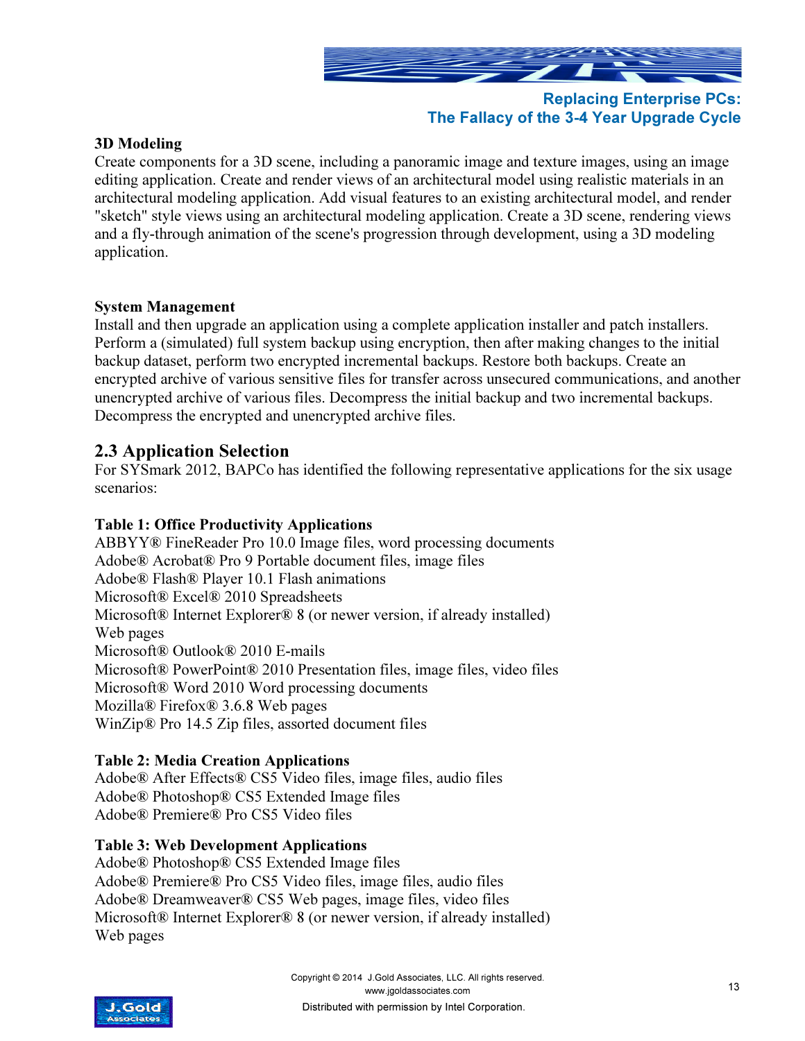**3D Modeling**

Create components for a 3D scene, including a panoramic image and texture images, using an image editing application. Create and render views of an architectural model using realistic materials in an architectural modeling application. Add visual features to an existing architectural model, and render "sketch" style views using an architectural modeling application. Create a 3D scene, rendering views and a fly-through animation of the scene's progression through development, using a 3D modeling application.

**System Management**

Install and then upgrade an application using a complete application installer and patch installers. Perform a (simulated) full system backup using encryption, then after making changes to the initial backup dataset, perform two encrypted incremental backups. Restore both backups. Create an encrypted archive of various sensitive files for transfer across unsecured communications, and another unencrypted archive of various files. Decompress the initial backup and two incremental backups. Decompress the encrypted and unencrypted archive files.

## 2.3 Application Selection

For SYSmark 2012, BAPCo has identified the following representative applications for the six usage scenarios:

**Table 1: Office Productivity Applications**

ABBYY® FineReader Pro 10.0 Image files, word processing documents
Adobe® Acrobat® Pro 9 Portable document files, image files
Adobe® Flash® Player 10.1 Flash animations
Microsoft® Excel® 2010 Spreadsheets
Microsoft® Internet Explorer® 8 (or newer version, if already installed) Web pages
Microsoft® Outlook® 2010 E-mails
Microsoft® PowerPoint® 2010 Presentation files, image files, video files
Microsoft® Word 2010 Word processing documents
Mozilla® Firefox® 3.6.8 Web pages
WinZip® Pro 14.5 Zip files, assorted document files

**Table 2: Media Creation Applications**

Adobe® After Effects® CS5 Video files, image files, audio files
Adobe® Photoshop® CS5 Extended Image files
Adobe® Premiere® Pro CS5 Video files

**Table 3: Web Development Applications**

Adobe® Photoshop® CS5 Extended Image files
Adobe® Premiere® Pro CS5 Video files, image files, audio files
Adobe® Dreamweaver® CS5 Web pages, image files, video files
Microsoft® Internet Explorer® 8 (or newer version, if already installed) Web pages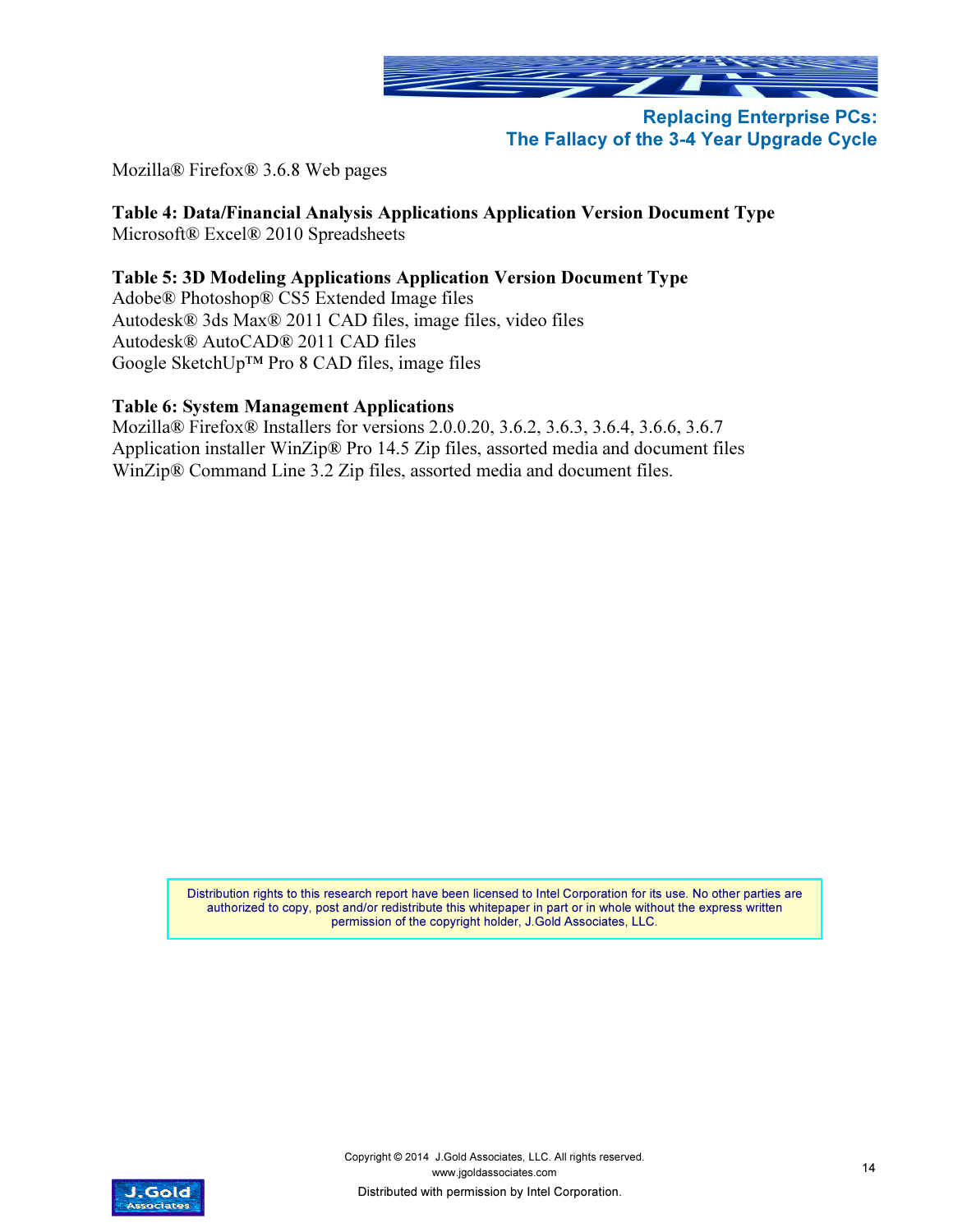Mozilla® Firefox® 3.6.8 Web pages

**Table 4: Data/Financial Analysis Applications Application Version Document Type**
Microsoft® Excel® 2010 Spreadsheets

**Table 5: 3D Modeling Applications Application Version Document Type**
Adobe® Photoshop® CS5 Extended Image files
Autodesk® 3ds Max® 2011 CAD files, image files, video files
Autodesk® AutoCAD® 2011 CAD files
Google SketchUp™ Pro 8 CAD files, image files

**Table 6: System Management Applications**
Mozilla® Firefox® Installers for versions 2.0.0.20, 3.6.2, 3.6.3, 3.6.4, 3.6.6, 3.6.7
Application installer WinZip® Pro 14.5 Zip files, assorted media and document files
WinZip® Command Line 3.2 Zip files, assorted media and document files.

Distribution rights to this research report have been licensed to Intel Corporation for its use. No other parties are authorized to copy, post and/or redistribute this whitepaper in part or in whole without the express written permission of the copyright holder, J.Gold Associates, LLC.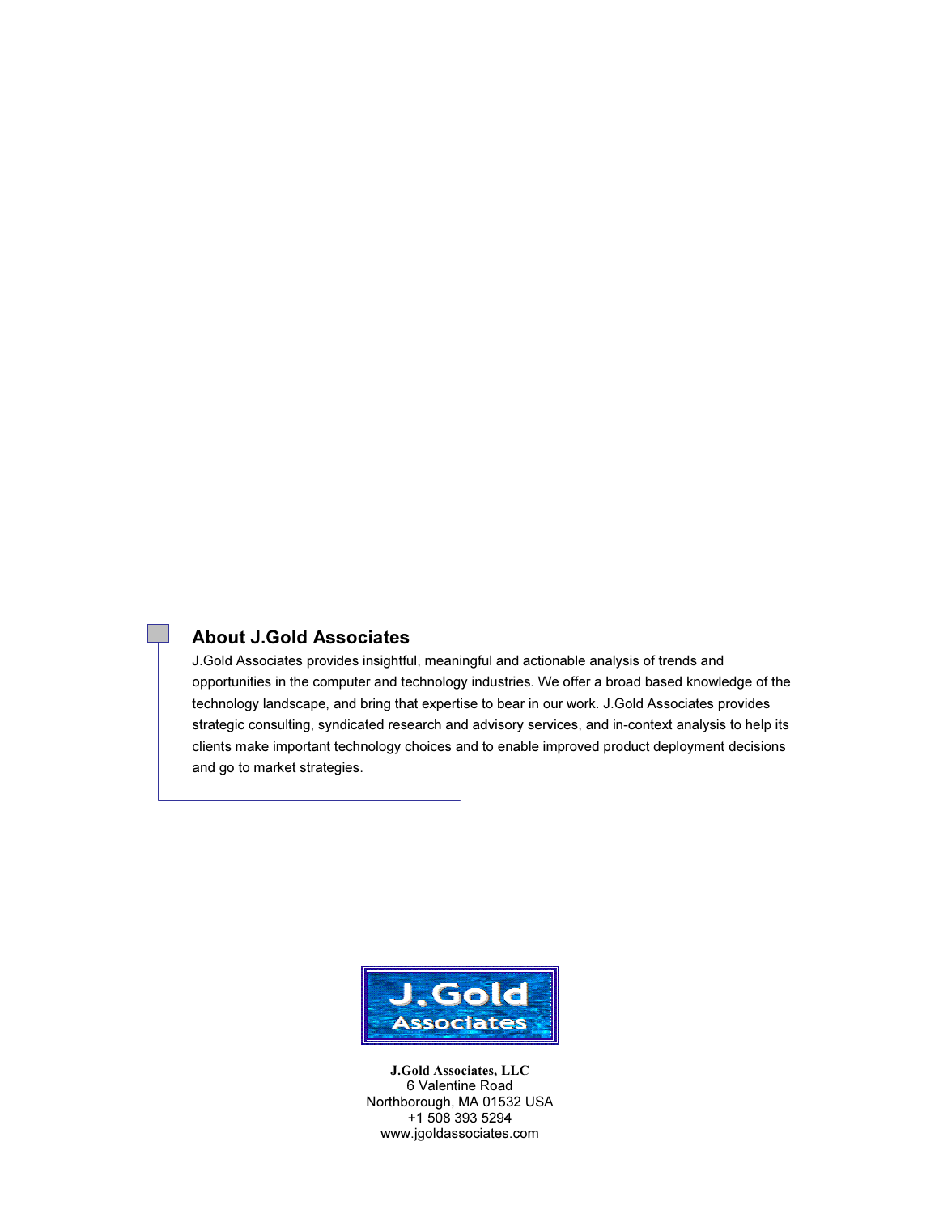## About J.Gold Associates

J.Gold Associates provides insightful, meaningful and actionable analysis of trends and opportunities in the computer and technology industries. We offer a broad based knowledge of the technology landscape, and bring that expertise to bear in our work. J.Gold Associates provides strategic consulting, syndicated research and advisory services, and in-context analysis to help its clients make important technology choices and to enable improved product deployment decisions and go to market strategies.

J.Gold Associates

**J.Gold Associates, LLC**
6 Valentine Road
Northborough, MA 01532 USA
+1 508 393 5294
www.jgoldassociates.com